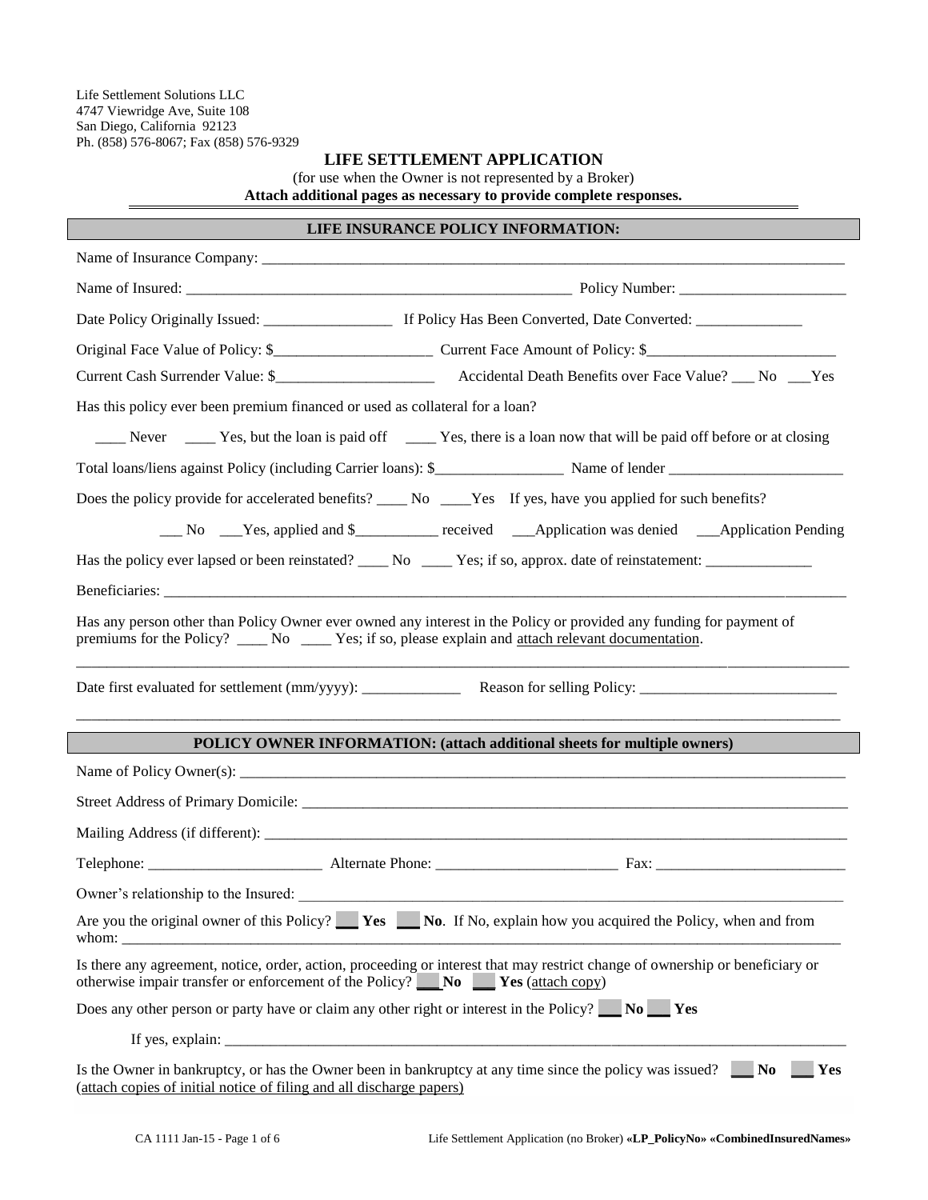Life Settlement Solutions LLC
4747 Viewridge Ave, Suite 108
San Diego, California 92123
Ph. (858) 576-8067; Fax (858) 576-9329

# LIFE SETTLEMENT APPLICATION

(for use when the Owner is not represented by a Broker)

**Attach additional pages as necessary to provide complete responses.**

## LIFE INSURANCE POLICY INFORMATION:

Name of Insurance Company: ____________________________________________________________________________

Name of Insured: ____________________________________________________ Policy Number: ______________________

Date Policy Originally Issued: _________________ If Policy Has Been Converted, Date Converted: ______________

Original Face Value of Policy: $_____________________ Current Face Amount of Policy: $_________________________

Current Cash Surrender Value: $_____________________ Accidental Death Benefits over Face Value? ___ No ___Yes

Has this policy ever been premium financed or used as collateral for a loan?

____ Never ____ Yes, but the loan is paid off ____ Yes, there is a loan now that will be paid off before or at closing

Total loans/liens against Policy (including Carrier loans): $_________________ Name of lender _______________________

Does the policy provide for accelerated benefits? ____ No ____Yes If yes, have you applied for such benefits?

___ No ___Yes, applied and $___________ received ___Application was denied ___Application Pending

Has the policy ever lapsed or been reinstated? ____ No ____ Yes; if so, approx. date of reinstatement: ______________

Beneficiaries: ________________________________________________________________________________________

Has any person other than Policy Owner ever owned any interest in the Policy or provided any funding for payment of premiums for the Policy? ____ No ____ Yes; if so, please explain and attach relevant documentation.

__________________________________________________________________________________________________

Date first evaluated for settlement (mm/yyyy): _____________ Reason for selling Policy: __________________________

__________________________________________________________________________________________________

## POLICY OWNER INFORMATION: (attach additional sheets for multiple owners)

Name of Policy Owner(s): ________________________________________________________________________________

Street Address of Primary Domicile: _______________________________________________________________________

Mailing Address (if different): ____________________________________________________________________________

Telephone: _______________________ Alternate Phone: ________________________ Fax: _________________________

Owner's relationship to the Insured: ________________________________________________________________________

Are you the original owner of this Policy? ___ **Yes** ___ **No**. If No, explain how you acquired the Policy, when and from whom: ________________________________________________________________________________________________

Is there any agreement, notice, order, action, proceeding or interest that may restrict change of ownership or beneficiary or otherwise impair transfer or enforcement of the Policy? ___ **No** ___ **Yes** (attach copy)

Does any other person or party have or claim any other right or interest in the Policy? ___ **No** ___ **Yes**

If yes, explain: ________________________________________________________________________________________

Is the Owner in bankruptcy, or has the Owner been in bankruptcy at any time since the policy was issued? ___ **No** ___ **Yes** (attach copies of initial notice of filing and all discharge papers)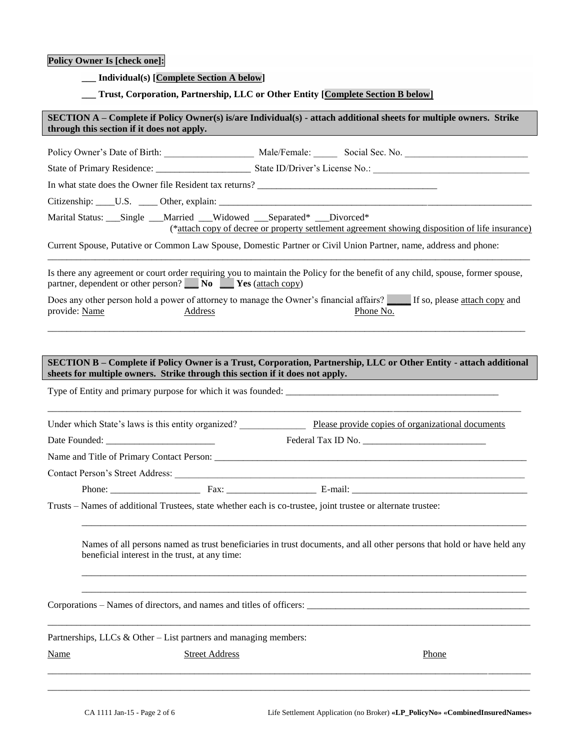**Policy Owner Is [check one]:**

**___ Individual(s) [Complete Section A below]**

**___ Trust, Corporation, Partnership, LLC or Other Entity [Complete Section B below]**

**SECTION A – Complete if Policy Owner(s) is/are Individual(s) - attach additional sheets for multiple owners. Strike through this section if it does not apply.**

Policy Owner's Date of Birth: ___________________ Male/Female: _____ Social Sec. No. __________________________

State of Primary Residence: ____________________ State ID/Driver's License No.: ________________________________

In what state does the Owner file Resident tax returns? _____________________________________

Citizenship: ____U.S. ____ Other, explain: ______________________________________________________________

Marital Status: ___Single ___Married ___Widowed ___Separated* ___Divorced*
(*attach copy of decree or property settlement agreement showing disposition of life insurance)

Current Spouse, Putative or Common Law Spouse, Domestic Partner or Civil Union Partner, name, address and phone:
____________________________________________________________________________________________

Is there any agreement or court order requiring you to maintain the Policy for the benefit of any child, spouse, former spouse, partner, dependent or other person? ___ **No** ___ **Yes** (attach copy)

Does any other person hold a power of attorney to manage the Owner's financial affairs? _____ If so, please attach copy and provide: Name Address Phone No.

____________________________________________________________________________________________

**SECTION B – Complete if Policy Owner is a Trust, Corporation, Partnership, LLC or Other Entity - attach additional sheets for multiple owners. Strike through this section if it does not apply.**

Type of Entity and primary purpose for which it was founded: _____________________________________________
____________________________________________________________________________________________

Under which State's laws is this entity organized? ______________ Please provide copies of organizational documents

Date Founded: ______________________ Federal Tax ID No. __________________________

Name and Title of Primary Contact Person: _____________________________________________________________

Contact Person's Street Address: _____________________________________________________________________

Phone: ___________________ Fax: ___________________ E-mail: _____________________________________

Trusts – Names of additional Trustees, state whether each is co-trustee, joint trustee or alternate trustee:

____________________________________________________________________________________________

Names of all persons named as trust beneficiaries in trust documents, and all other persons that hold or have held any beneficial interest in the trust, at any time:

____________________________________________________________________________________________

____________________________________________________________________________________________

Corporations – Names of directors, and names and titles of officers: ________________________________________
____________________________________________________________________________________________

Partnerships, LLCs & Other – List partners and managing members:

| Name | Street Address | Phone |
|---|---|---|
| | | |
| | | |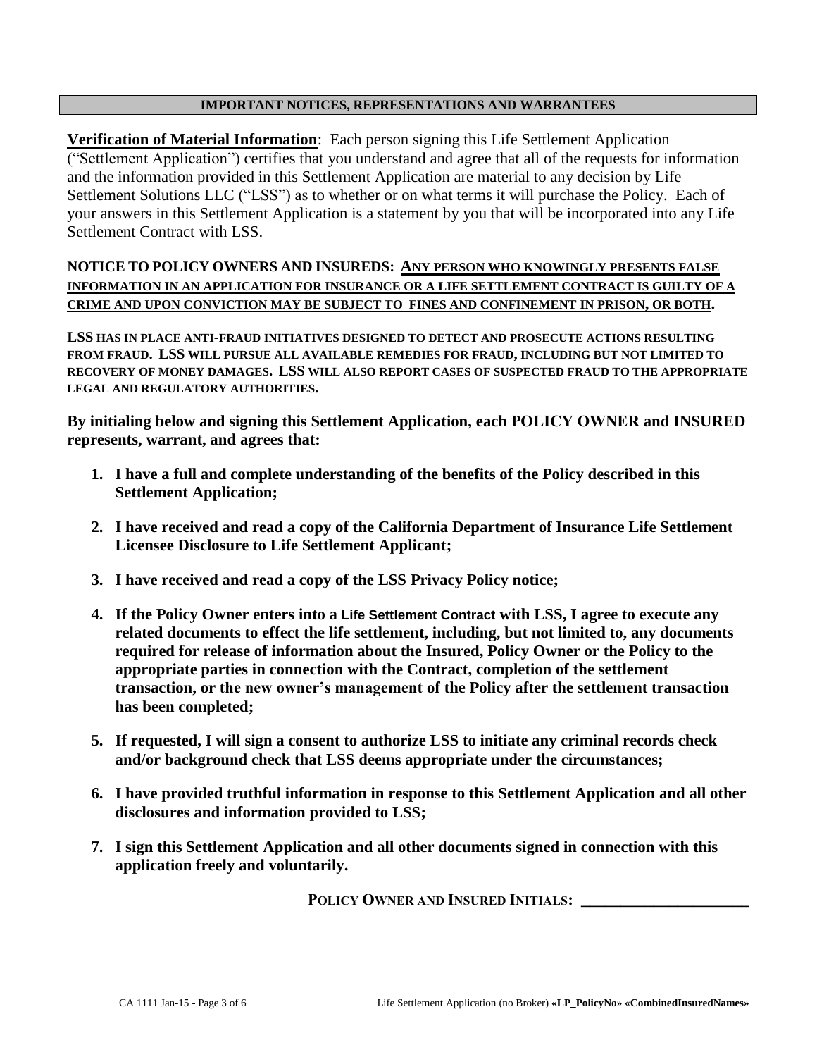## IMPORTANT NOTICES, REPRESENTATIONS AND WARRANTEES

**Verification of Material Information**: Each person signing this Life Settlement Application ("Settlement Application") certifies that you understand and agree that all of the requests for information and the information provided in this Settlement Application are material to any decision by Life Settlement Solutions LLC ("LSS") as to whether or on what terms it will purchase the Policy. Each of your answers in this Settlement Application is a statement by you that will be incorporated into any Life Settlement Contract with LSS.

**NOTICE TO POLICY OWNERS AND INSUREDS: ANY PERSON WHO KNOWINGLY PRESENTS FALSE INFORMATION IN AN APPLICATION FOR INSURANCE OR A LIFE SETTLEMENT CONTRACT IS GUILTY OF A CRIME AND UPON CONVICTION MAY BE SUBJECT TO FINES AND CONFINEMENT IN PRISON, OR BOTH.**

**LSS HAS IN PLACE ANTI-FRAUD INITIATIVES DESIGNED TO DETECT AND PROSECUTE ACTIONS RESULTING FROM FRAUD. LSS WILL PURSUE ALL AVAILABLE REMEDIES FOR FRAUD, INCLUDING BUT NOT LIMITED TO RECOVERY OF MONEY DAMAGES. LSS WILL ALSO REPORT CASES OF SUSPECTED FRAUD TO THE APPROPRIATE LEGAL AND REGULATORY AUTHORITIES.**

**By initialing below and signing this Settlement Application, each POLICY OWNER and INSURED represents, warrant, and agrees that:**

1. **I have a full and complete understanding of the benefits of the Policy described in this Settlement Application;**
2. **I have received and read a copy of the California Department of Insurance Life Settlement Licensee Disclosure to Life Settlement Applicant;**
3. **I have received and read a copy of the LSS Privacy Policy notice;**
4. **If the Policy Owner enters into a Life Settlement Contract with LSS, I agree to execute any related documents to effect the life settlement, including, but not limited to, any documents required for release of information about the Insured, Policy Owner or the Policy to the appropriate parties in connection with the Contract, completion of the settlement transaction, or the new owner's management of the Policy after the settlement transaction has been completed;**
5. **If requested, I will sign a consent to authorize LSS to initiate any criminal records check and/or background check that LSS deems appropriate under the circumstances;**
6. **I have provided truthful information in response to this Settlement Application and all other disclosures and information provided to LSS;**
7. **I sign this Settlement Application and all other documents signed in connection with this application freely and voluntarily.**

**POLICY OWNER AND INSURED INITIALS: ______________________**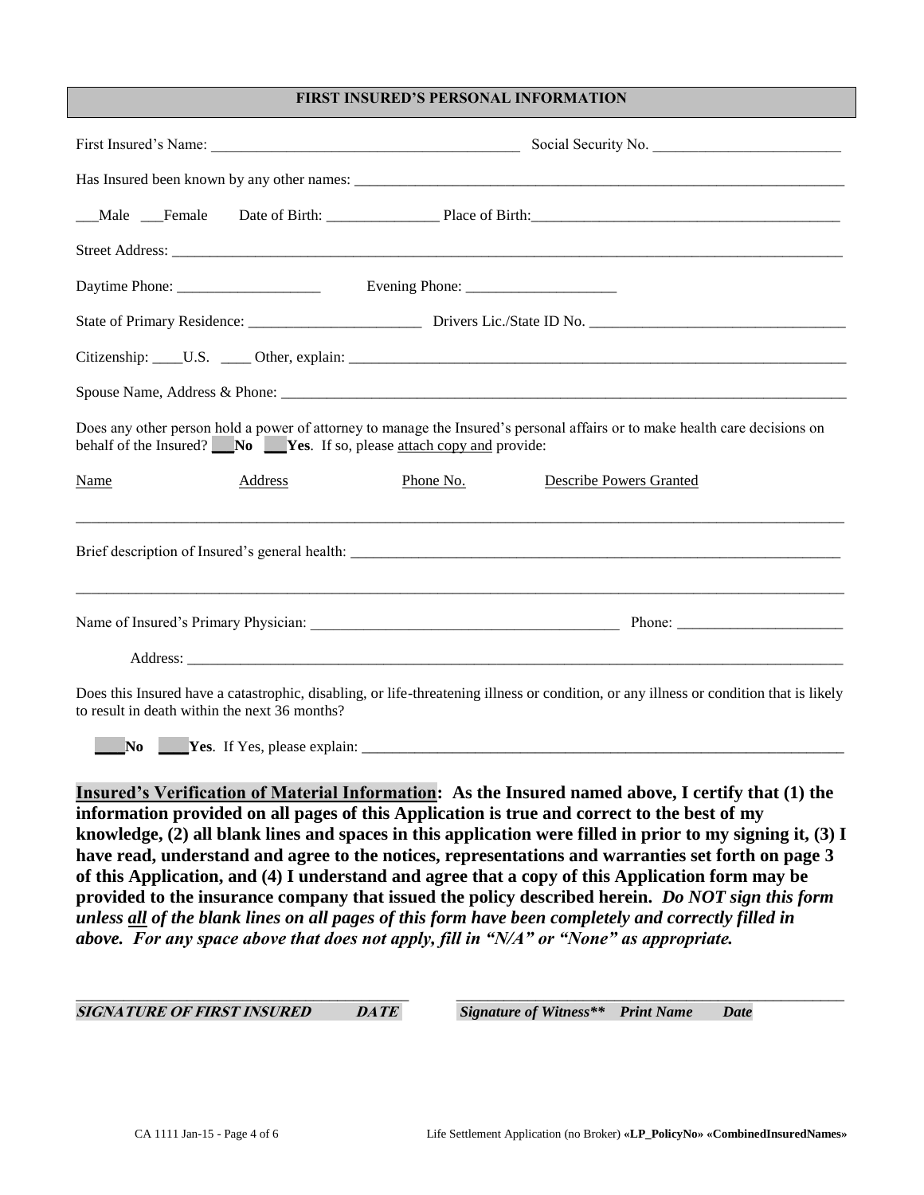## FIRST INSURED'S PERSONAL INFORMATION

First Insured's Name: ________________________________________ Social Security No. ________________________

Has Insured been known by any other names: ________________________________________________________________

___Male ___Female  Date of Birth: _______________ Place of Birth: ________________________________________

Street Address: ______________________________________________________________________________________

Daytime Phone: ___________________  Evening Phone: ____________________

State of Primary Residence: _______________________ Drivers Lic./State ID No. __________________________________

Citizenship: ____U.S. ____ Other, explain: _________________________________________________________________

Spouse Name, Address & Phone: _____________________________________________________________________

Does any other person hold a power of attorney to manage the Insured's personal affairs or to make health care decisions on behalf of the Insured? ___**No** ___**Yes**. If so, please attach copy and provide:

| Name | Address | Phone No. | Describe Powers Granted |
|---|---|---|---|
| | | | |

Brief description of Insured's general health: ________________________________________________________________

_____________________________________________________________________________________________________

Name of Insured's Primary Physician: ________________________________________ Phone: ______________________

Address: _____________________________________________________________________________________________

Does this Insured have a catastrophic, disabling, or life-threatening illness or condition, or any illness or condition that is likely to result in death within the next 36 months?

____**No** ____**Yes**. If Yes, please explain: ________________________________________________________________

**Insured's Verification of Material Information: As the Insured named above, I certify that (1) the information provided on all pages of this Application is true and correct to the best of my knowledge, (2) all blank lines and spaces in this application were filled in prior to my signing it, (3) I have read, understand and agree to the notices, representations and warranties set forth on page 3 of this Application, and (4) I understand and agree that a copy of this Application form may be provided to the insurance company that issued the policy described herein.** ***Do NOT sign this form unless all of the blank lines on all pages of this form have been completely and correctly filled in above. For any space above that does not apply, fill in "N/A" or "None" as appropriate.***

________________________________________  ________________________________________________

***SIGNATURE OF FIRST INSURED  DATE***  ***Signature of Witness\*\*  Print Name  Date***

CA 1111 Jan-15  Life Settlement Application (no Broker) **«LP_PolicyNo» «CombinedInsuredNames»**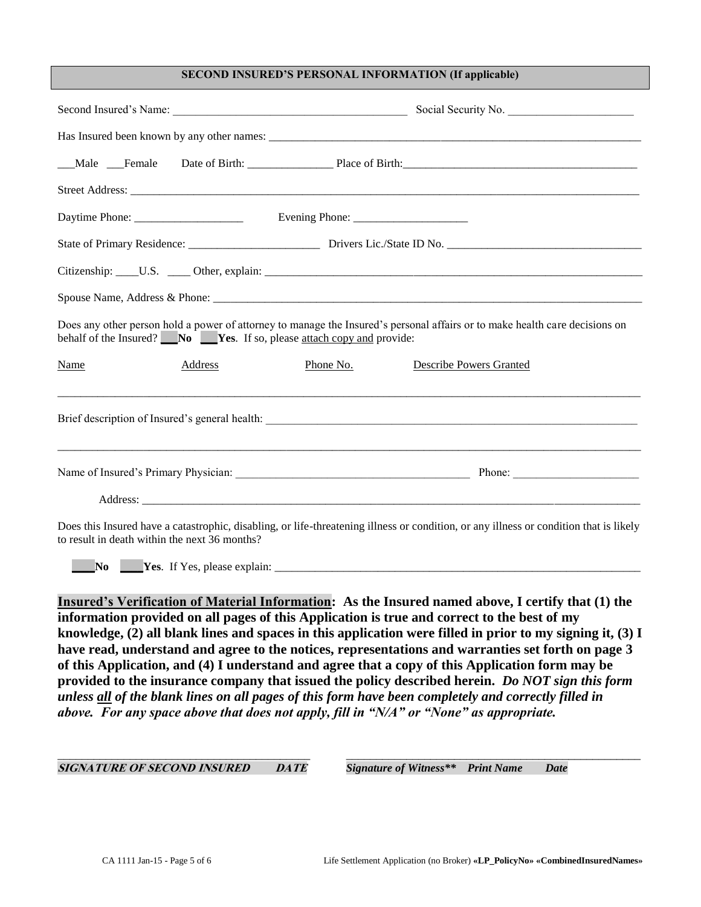## SECOND INSURED'S PERSONAL INFORMATION (If applicable)

Second Insured's Name: ________________________________________ Social Security No. ______________________

Has Insured been known by any other names: ________________________________________________________________

___Male ___Female Date of Birth: _______________ Place of Birth:________________________________________

Street Address: ________________________________________________________________________________________

Daytime Phone: ___________________ Evening Phone: ____________________

State of Primary Residence: _______________________ Drivers Lic./State ID No. __________________________________

Citizenship: ____U.S. ____ Other, explain: _____________________________________________________________________

Spouse Name, Address & Phone: _____________________________________________________________________________

Does any other person hold a power of attorney to manage the Insured's personal affairs or to make health care decisions on behalf of the Insured? **___No ___Yes**. If so, please attach copy and provide:

Name | Address | Phone No. | Describe Powers Granted

_____________________________________________________________________________________________________________

Brief description of Insured's general health: __________________________________________________________________

_____________________________________________________________________________________________________________

Name of Insured's Primary Physician: _________________________________________ Phone: ______________________

Address: _______________________________________________________________________________________________

Does this Insured have a catastrophic, disabling, or life-threatening illness or condition, or any illness or condition that is likely to result in death within the next 36 months?

**____No ____Yes**. If Yes, please explain: ___________________________________________________________________

**Insured's Verification of Material Information: As the Insured named above, I certify that (1) the information provided on all pages of this Application is true and correct to the best of my knowledge, (2) all blank lines and spaces in this application were filled in prior to my signing it, (3) I have read, understand and agree to the notices, representations and warranties set forth on page 3 of this Application, and (4) I understand and agree that a copy of this Application form may be provided to the insurance company that issued the policy described herein.** ***Do NOT sign this form unless all of the blank lines on all pages of this form have been completely and correctly filled in above. For any space above that does not apply, fill in "N/A" or "None" as appropriate.***

_________________________________________ _______________________________________________

***SIGNATURE OF SECOND INSURED DATE*** ***Signature of Witness\*\* Print Name Date***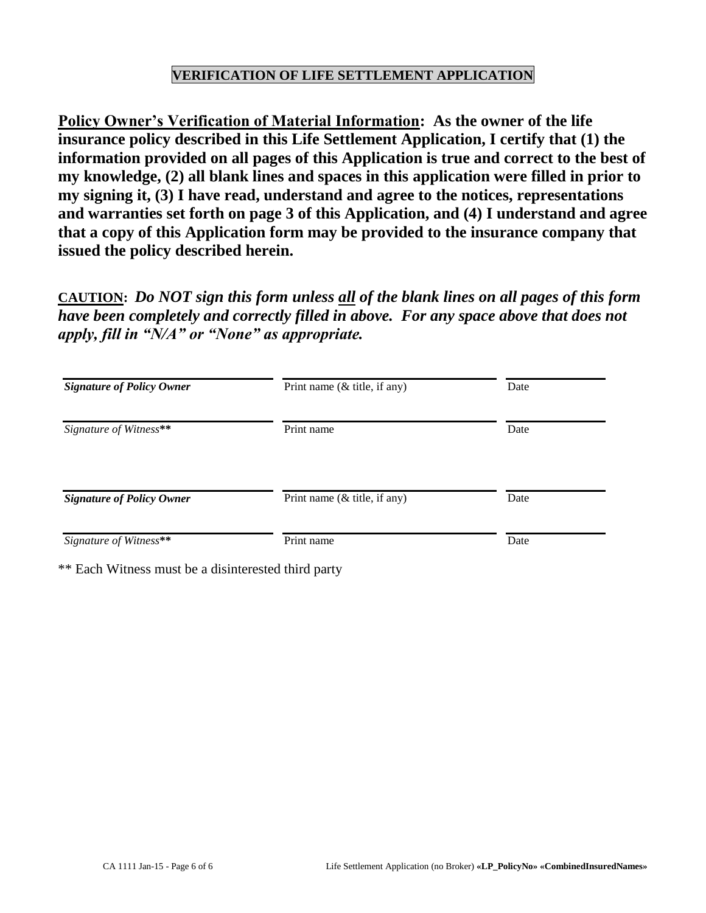# VERIFICATION OF LIFE SETTLEMENT APPLICATION

**Policy Owner's Verification of Material Information: As the owner of the life insurance policy described in this Life Settlement Application, I certify that (1) the information provided on all pages of this Application is true and correct to the best of my knowledge, (2) all blank lines and spaces in this application were filled in prior to my signing it, (3) I have read, understand and agree to the notices, representations and warranties set forth on page 3 of this Application, and (4) I understand and agree that a copy of this Application form may be provided to the insurance company that issued the policy described herein.**

**CAUTION:** ***Do NOT sign this form unless all of the blank lines on all pages of this form have been completely and correctly filled in above. For any space above that does not apply, fill in "N/A" or "None" as appropriate.***

| | | |
|---|---|---|
| ***Signature of Policy Owner*** | Print name (& title, if any) | Date |
| *Signature of Witness\*\** | Print name | Date |
| | | |
| ***Signature of Policy Owner*** | Print name (& title, if any) | Date |
| *Signature of Witness\*\** | Print name | Date |

** Each Witness must be a disinterested third party